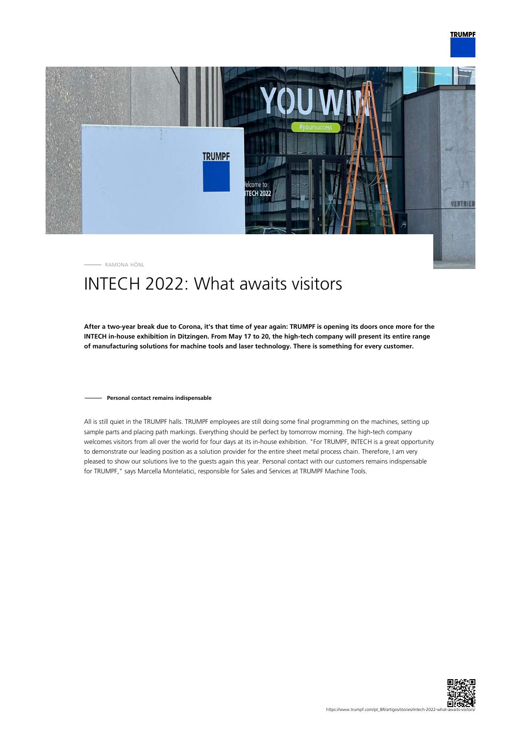RAMONA HÖNL

# INTECH 2022: What awaits visitors

**After a two-year break due to Corona, it's that time of year again: TRUMPF is opening its doors once more for the INTECH in-house exhibition in Ditzingen. From May 17 to 20, the high-tech company will present its entire range of manufacturing solutions for machine tools and laser technology. There is something for every customer.**

## Personal contact remains indispensable

All is still quiet in the TRUMPF halls. TRUMPF employees are still doing some final programming on the machines, setting up sample parts and placing path markings. Everything should be perfect by tomorrow morning. The high-tech company welcomes visitors from all over the world for four days at its in-house exhibition. "For TRUMPF, INTECH is a great opportunity to demonstrate our leading position as a solution provider for the entire sheet metal process chain. Therefore, I am very pleased to show our solutions live to the guests again this year. Personal contact with our customers remains indispensable for TRUMPF," says Marcella Montelatici, responsible for Sales and Services at TRUMPF Machine Tools.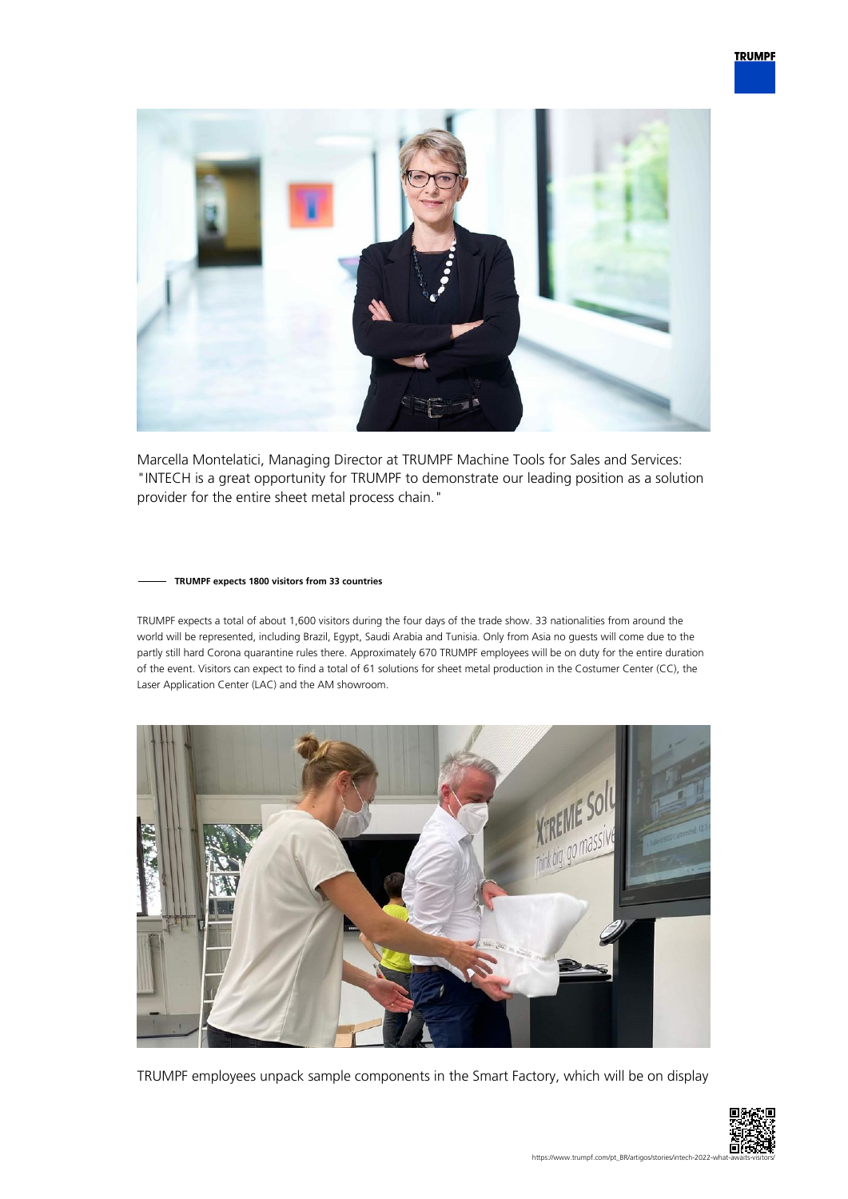Marcella Montelatici, Managing Director at TRUMPF Machine Tools for Sales and Services: "INTECH is a great opportunity for TRUMPF to demonstrate our leading position as a solution provider for the entire sheet metal process chain."

## TRUMPF expects 1800 visitors from 33 countries

TRUMPF expects a total of about 1,600 visitors during the four days of the trade show. 33 nationalities from around the world will be represented, including Brazil, Egypt, Saudi Arabia and Tunisia. Only from Asia no guests will come due to the partly still hard Corona quarantine rules there. Approximately 670 TRUMPF employees will be on duty for the entire duration of the event. Visitors can expect to find a total of 61 solutions for sheet metal production in the Costumer Center (CC), the Laser Application Center (LAC) and the AM showroom.

TRUMPF employees unpack sample components in the Smart Factory, which will be on display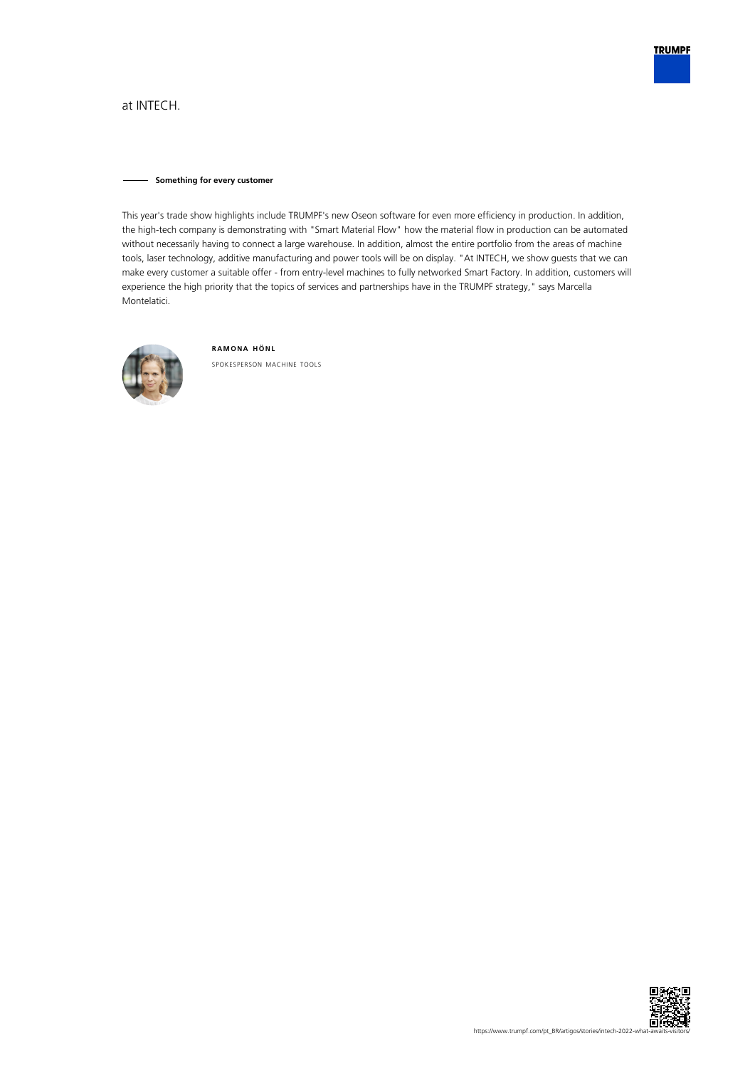at INTECH.

### Something for every customer

This year's trade show highlights include TRUMPF's new Oseon software for even more efficiency in production. In addition, the high-tech company is demonstrating with "Smart Material Flow" how the material flow in production can be automated without necessarily having to connect a large warehouse. In addition, almost the entire portfolio from the areas of machine tools, laser technology, additive manufacturing and power tools will be on display. "At INTECH, we show guests that we can make every customer a suitable offer - from entry-level machines to fully networked Smart Factory. In addition, customers will experience the high priority that the topics of services and partnerships have in the TRUMPF strategy," says Marcella Montelatici.

**RAMONA HÖNL**

SPOKESPERSON MACHINE TOOLS